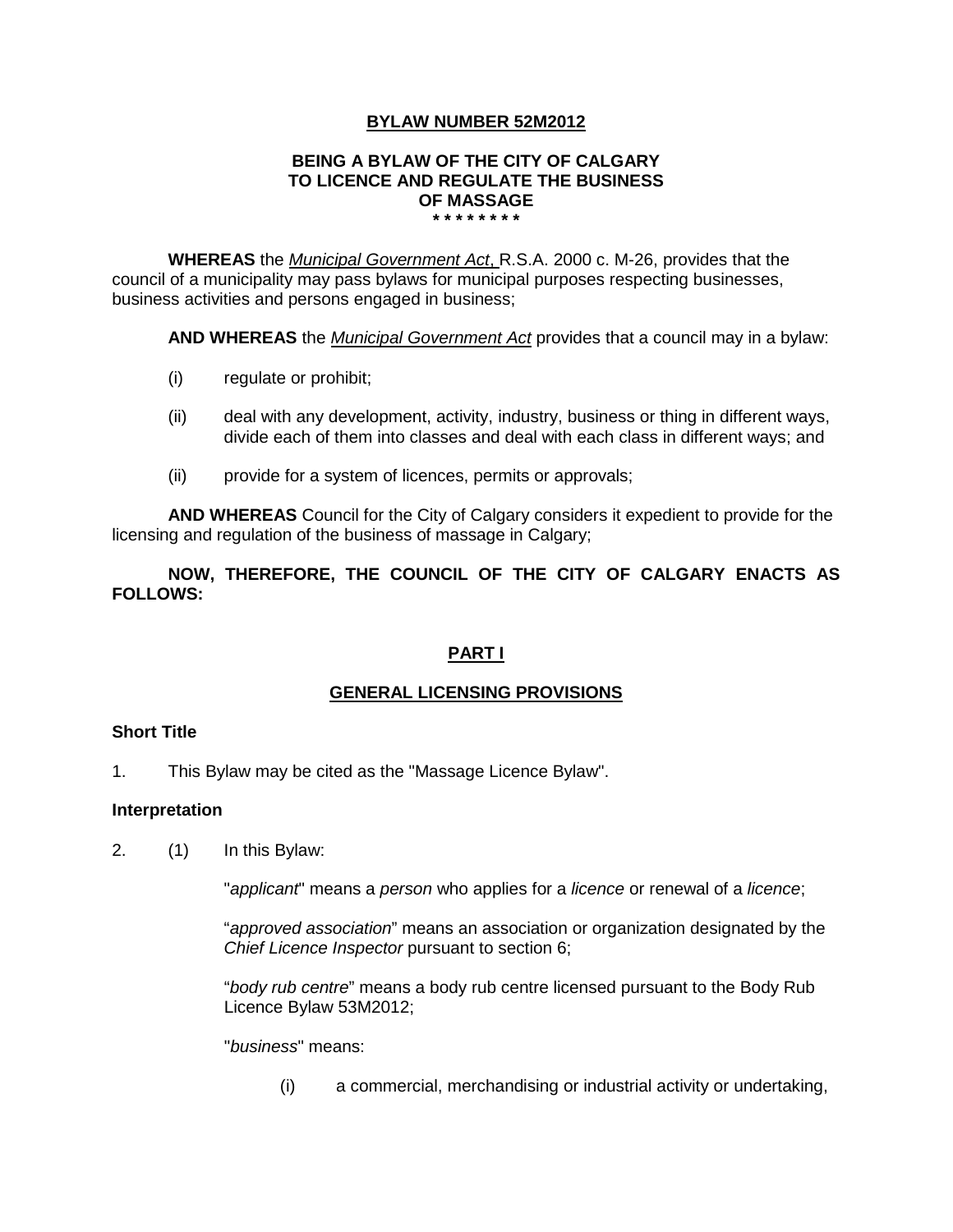**BYLAW NUMBER 52M2012**

**BEING A BYLAW OF THE CITY OF CALGARY TO LICENCE AND REGULATE THE BUSINESS OF MASSAGE**

**\* \* \* \* \* \* \* \***

**WHEREAS** the *Municipal Government Act*, R.S.A. 2000 c. M-26, provides that the council of a municipality may pass bylaws for municipal purposes respecting businesses, business activities and persons engaged in business;

**AND WHEREAS** the *Municipal Government Act* provides that a council may in a bylaw:

(i) regulate or prohibit;

(ii) deal with any development, activity, industry, business or thing in different ways, divide each of them into classes and deal with each class in different ways; and

(ii) provide for a system of licences, permits or approvals;

**AND WHEREAS** Council for the City of Calgary considers it expedient to provide for the licensing and regulation of the business of massage in Calgary;

**NOW, THEREFORE, THE COUNCIL OF THE CITY OF CALGARY ENACTS AS FOLLOWS:**

## PART I

## GENERAL LICENSING PROVISIONS

### Short Title

1. This Bylaw may be cited as the "Massage Licence Bylaw".

### Interpretation

2. (1) In this Bylaw:

"*applicant*" means a *person* who applies for a *licence* or renewal of a *licence*;

"*approved association*" means an association or organization designated by the *Chief Licence Inspector* pursuant to section 6;

"*body rub centre*" means a body rub centre licensed pursuant to the Body Rub Licence Bylaw 53M2012;

"*business*" means:

(i) a commercial, merchandising or industrial activity or undertaking,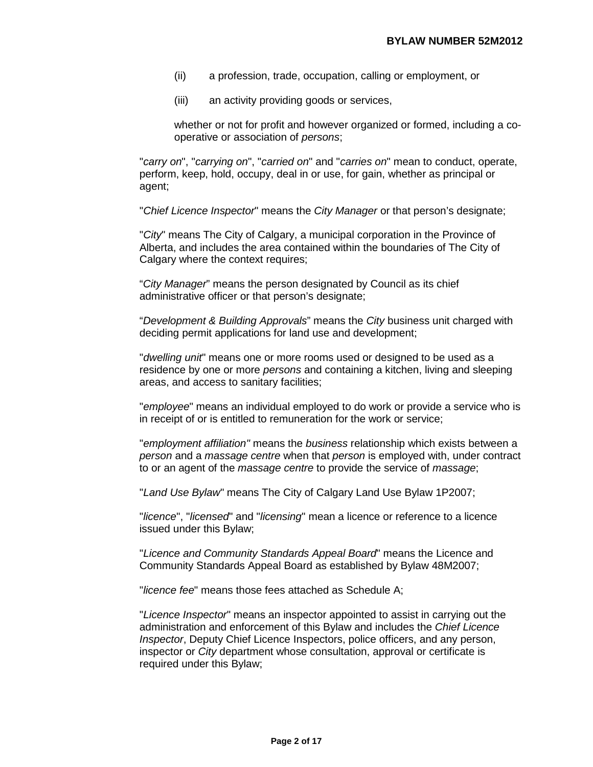(ii) a profession, trade, occupation, calling or employment, or

(iii) an activity providing goods or services,

whether or not for profit and however organized or formed, including a co-operative or association of *persons*;

"*carry on*", "*carrying on*", "*carried on*" and "*carries on*" mean to conduct, operate, perform, keep, hold, occupy, deal in or use, for gain, whether as principal or agent;

"*Chief Licence Inspector*" means the *City Manager* or that person's designate;

"*City*" means The City of Calgary, a municipal corporation in the Province of Alberta, and includes the area contained within the boundaries of The City of Calgary where the context requires;

"*City Manager*" means the person designated by Council as its chief administrative officer or that person's designate;

"*Development & Building Approvals*" means the *City* business unit charged with deciding permit applications for land use and development;

"*dwelling unit*" means one or more rooms used or designed to be used as a residence by one or more *persons* and containing a kitchen, living and sleeping areas, and access to sanitary facilities;

"*employee*" means an individual employed to do work or provide a service who is in receipt of or is entitled to remuneration for the work or service;

"*employment affiliation"* means the *business* relationship which exists between a *person* and a *massage centre* when that *person* is employed with, under contract to or an agent of the *massage centre* to provide the service of *massage*;

"*Land Use Bylaw*" means The City of Calgary Land Use Bylaw 1P2007;

"*licence*", "*licensed*" and "*licensing*" mean a licence or reference to a licence issued under this Bylaw;

"*Licence and Community Standards Appeal Board*" means the Licence and Community Standards Appeal Board as established by Bylaw 48M2007;

"*licence fee*" means those fees attached as Schedule A;

"*Licence Inspector*" means an inspector appointed to assist in carrying out the administration and enforcement of this Bylaw and includes the *Chief Licence Inspector*, Deputy Chief Licence Inspectors, police officers, and any person, inspector or *City* department whose consultation, approval or certificate is required under this Bylaw;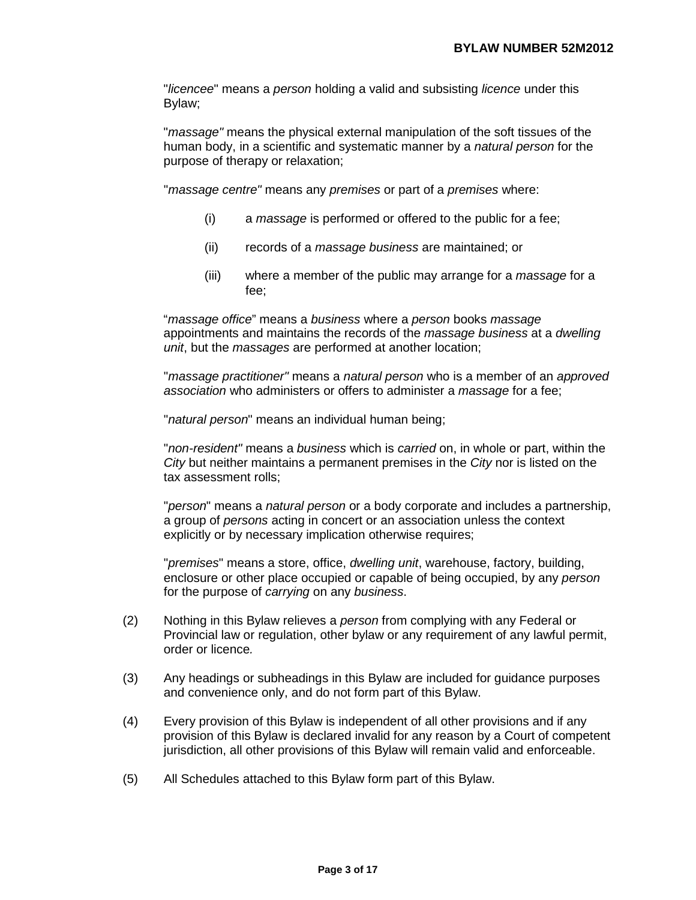"*licencee*" means a *person* holding a valid and subsisting *licence* under this Bylaw;

"*massage"* means the physical external manipulation of the soft tissues of the human body, in a scientific and systematic manner by a *natural person* for the purpose of therapy or relaxation;

"*massage centre"* means any *premises* or part of a *premises* where:

(i) a *massage* is performed or offered to the public for a fee;

(ii) records of a *massage business* are maintained; or

(iii) where a member of the public may arrange for a *massage* for a fee;

"*massage office*" means a *business* where a *person* books *massage* appointments and maintains the records of the *massage business* at a *dwelling unit*, but the *massages* are performed at another location;

"*massage practitioner"* means a *natural person* who is a member of an *approved association* who administers or offers to administer a *massage* for a fee;

"*natural person*" means an individual human being;

"*non-resident"* means a *business* which is *carried* on, in whole or part, within the *City* but neither maintains a permanent premises in the *City* nor is listed on the tax assessment rolls;

"*person*" means a *natural person* or a body corporate and includes a partnership, a group of *persons* acting in concert or an association unless the context explicitly or by necessary implication otherwise requires;

"*premises*" means a store, office, *dwelling unit*, warehouse, factory, building, enclosure or other place occupied or capable of being occupied, by any *person* for the purpose of *carrying* on any *business*.

(2) Nothing in this Bylaw relieves a *person* from complying with any Federal or Provincial law or regulation, other bylaw or any requirement of any lawful permit, order or licence*.*

(3) Any headings or subheadings in this Bylaw are included for guidance purposes and convenience only, and do not form part of this Bylaw.

(4) Every provision of this Bylaw is independent of all other provisions and if any provision of this Bylaw is declared invalid for any reason by a Court of competent jurisdiction, all other provisions of this Bylaw will remain valid and enforceable.

(5) All Schedules attached to this Bylaw form part of this Bylaw.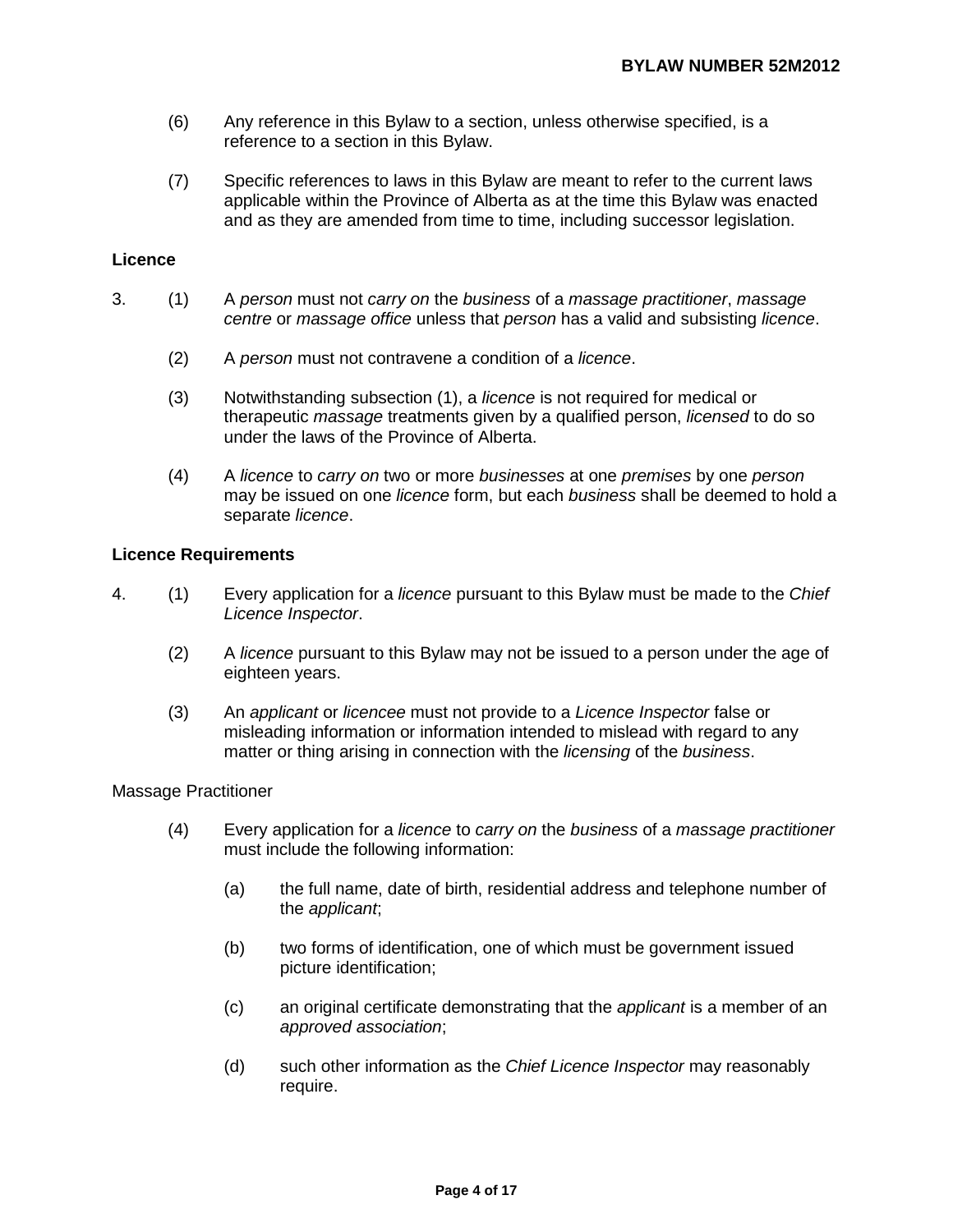(6) Any reference in this Bylaw to a section, unless otherwise specified, is a reference to a section in this Bylaw.

(7) Specific references to laws in this Bylaw are meant to refer to the current laws applicable within the Province of Alberta as at the time this Bylaw was enacted and as they are amended from time to time, including successor legislation.

**Licence**

3. (1) A *person* must not *carry on* the *business* of a *massage practitioner*, *massage centre* or *massage office* unless that *person* has a valid and subsisting *licence*.

   (2) A *person* must not contravene a condition of a *licence*.

   (3) Notwithstanding subsection (1), a *licence* is not required for medical or therapeutic *massage* treatments given by a qualified person, *licensed* to do so under the laws of the Province of Alberta.

   (4) A *licence* to *carry on* two or more *businesses* at one *premises* by one *person* may be issued on one *licence* form, but each *business* shall be deemed to hold a separate *licence*.

**Licence Requirements**

4. (1) Every application for a *licence* pursuant to this Bylaw must be made to the *Chief Licence Inspector*.

   (2) A *licence* pursuant to this Bylaw may not be issued to a person under the age of eighteen years.

   (3) An *applicant* or *licencee* must not provide to a *Licence Inspector* false or misleading information or information intended to mislead with regard to any matter or thing arising in connection with the *licensing* of the *business*.

Massage Practitioner

   (4) Every application for a *licence* to *carry on* the *business* of a *massage practitioner* must include the following information:

      (a) the full name, date of birth, residential address and telephone number of the *applicant*;

      (b) two forms of identification, one of which must be government issued picture identification;

      (c) an original certificate demonstrating that the *applicant* is a member of an *approved association*;

      (d) such other information as the *Chief Licence Inspector* may reasonably require.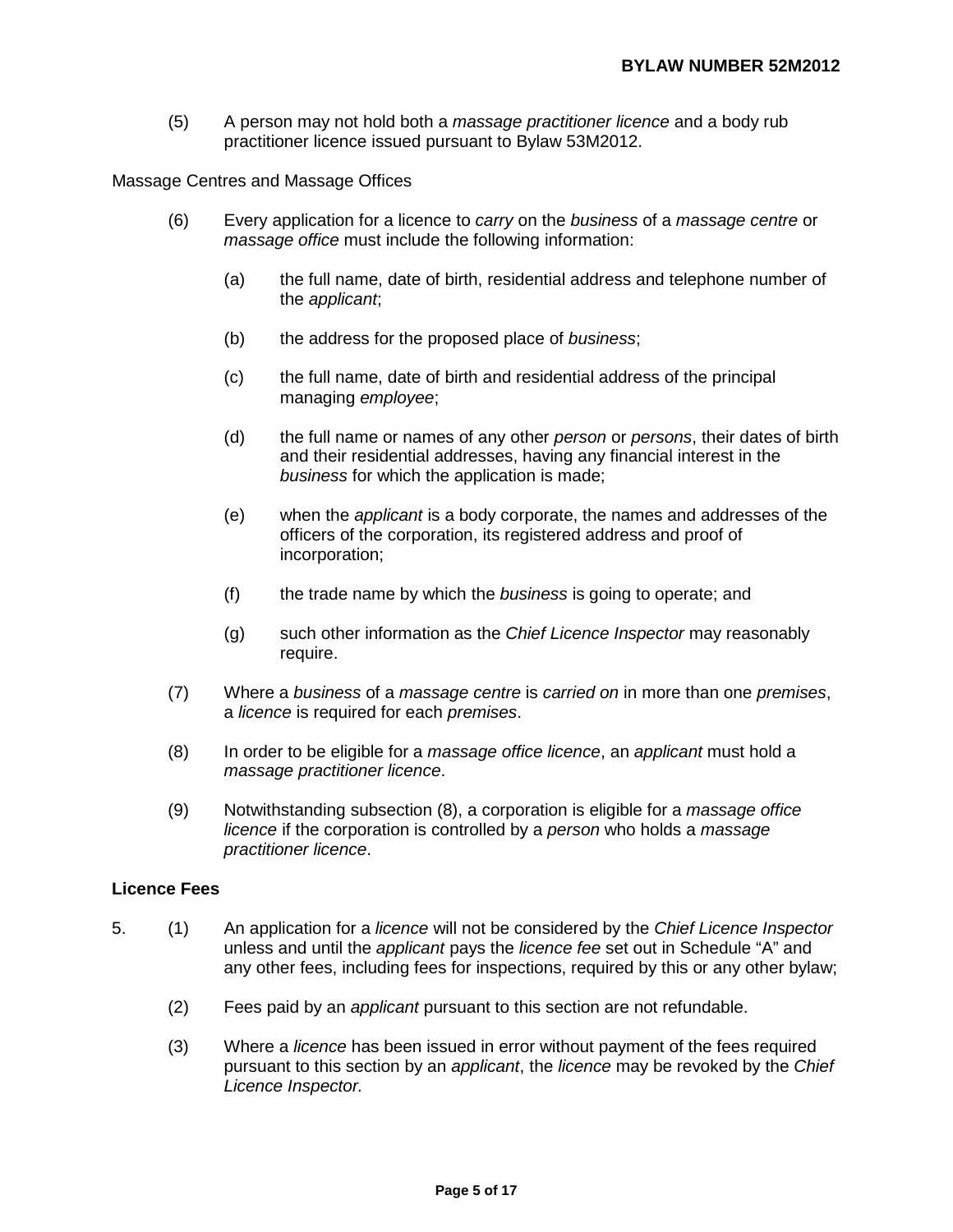(5) A person may not hold both a *massage practitioner licence* and a body rub practitioner licence issued pursuant to Bylaw 53M2012.

Massage Centres and Massage Offices

(6) Every application for a licence to *carry* on the *business* of a *massage centre* or *massage office* must include the following information:

(a) the full name, date of birth, residential address and telephone number of the *applicant*;

(b) the address for the proposed place of *business*;

(c) the full name, date of birth and residential address of the principal managing *employee*;

(d) the full name or names of any other *person* or *persons*, their dates of birth and their residential addresses, having any financial interest in the *business* for which the application is made;

(e) when the *applicant* is a body corporate, the names and addresses of the officers of the corporation, its registered address and proof of incorporation;

(f) the trade name by which the *business* is going to operate; and

(g) such other information as the *Chief Licence Inspector* may reasonably require.

(7) Where a *business* of a *massage centre* is *carried on* in more than one *premises*, a *licence* is required for each *premises*.

(8) In order to be eligible for a *massage office licence*, an *applicant* must hold a *massage practitioner licence*.

(9) Notwithstanding subsection (8), a corporation is eligible for a *massage office licence* if the corporation is controlled by a *person* who holds a *massage practitioner licence*.

**Licence Fees**

5. (1) An application for a *licence* will not be considered by the *Chief Licence Inspector* unless and until the *applicant* pays the *licence fee* set out in Schedule "A" and any other fees, including fees for inspections, required by this or any other bylaw;

(2) Fees paid by an *applicant* pursuant to this section are not refundable.

(3) Where a *licence* has been issued in error without payment of the fees required pursuant to this section by an *applicant*, the *licence* may be revoked by the *Chief Licence Inspector.*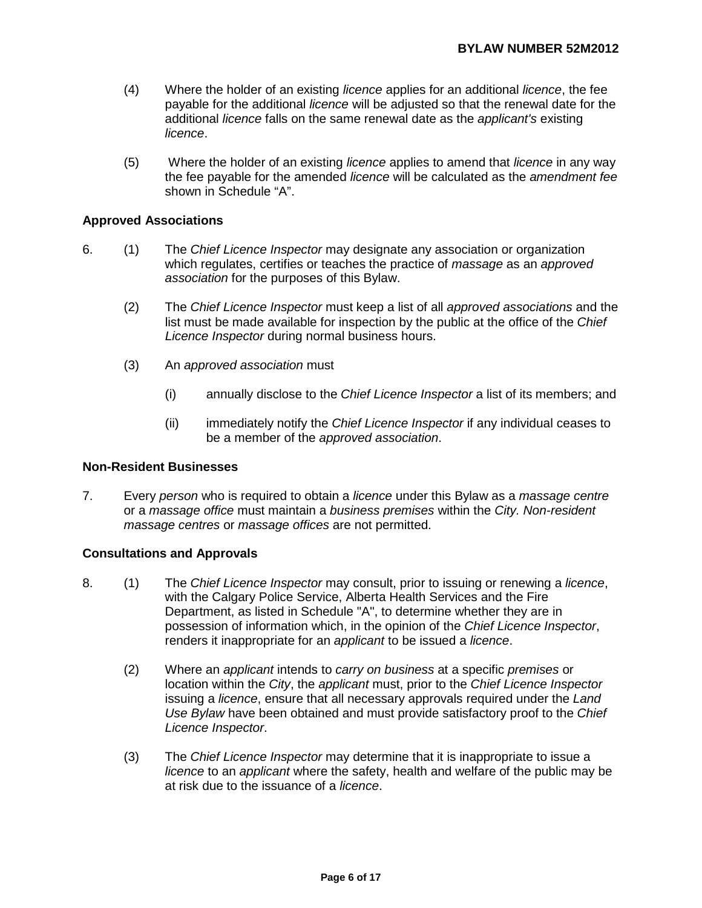(4) Where the holder of an existing *licence* applies for an additional *licence*, the fee payable for the additional *licence* will be adjusted so that the renewal date for the additional *licence* falls on the same renewal date as the *applicant's* existing *licence*.

(5) Where the holder of an existing *licence* applies to amend that *licence* in any way the fee payable for the amended *licence* will be calculated as the *amendment fee* shown in Schedule "A".

**Approved Associations**

6. (1) The *Chief Licence Inspector* may designate any association or organization which regulates, certifies or teaches the practice of *massage* as an *approved association* for the purposes of this Bylaw.

(2) The *Chief Licence Inspector* must keep a list of all *approved associations* and the list must be made available for inspection by the public at the office of the *Chief Licence Inspector* during normal business hours.

(3) An *approved association* must

(i) annually disclose to the *Chief Licence Inspector* a list of its members; and

(ii) immediately notify the *Chief Licence Inspector* if any individual ceases to be a member of the *approved association*.

**Non-Resident Businesses**

7. Every *person* who is required to obtain a *licence* under this Bylaw as a *massage centre* or a *massage office* must maintain a *business premises* within the *City*. *Non-resident massage centres* or *massage offices* are not permitted.

**Consultations and Approvals**

8. (1) The *Chief Licence Inspector* may consult, prior to issuing or renewing a *licence*, with the Calgary Police Service, Alberta Health Services and the Fire Department, as listed in Schedule "A", to determine whether they are in possession of information which, in the opinion of the *Chief Licence Inspector*, renders it inappropriate for an *applicant* to be issued a *licence*.

(2) Where an *applicant* intends to *carry on business* at a specific *premises* or location within the *City*, the *applicant* must, prior to the *Chief Licence Inspector* issuing a *licence*, ensure that all necessary approvals required under the *Land Use Bylaw* have been obtained and must provide satisfactory proof to the *Chief Licence Inspector*.

(3) The *Chief Licence Inspector* may determine that it is inappropriate to issue a *licence* to an *applicant* where the safety, health and welfare of the public may be at risk due to the issuance of a *licence*.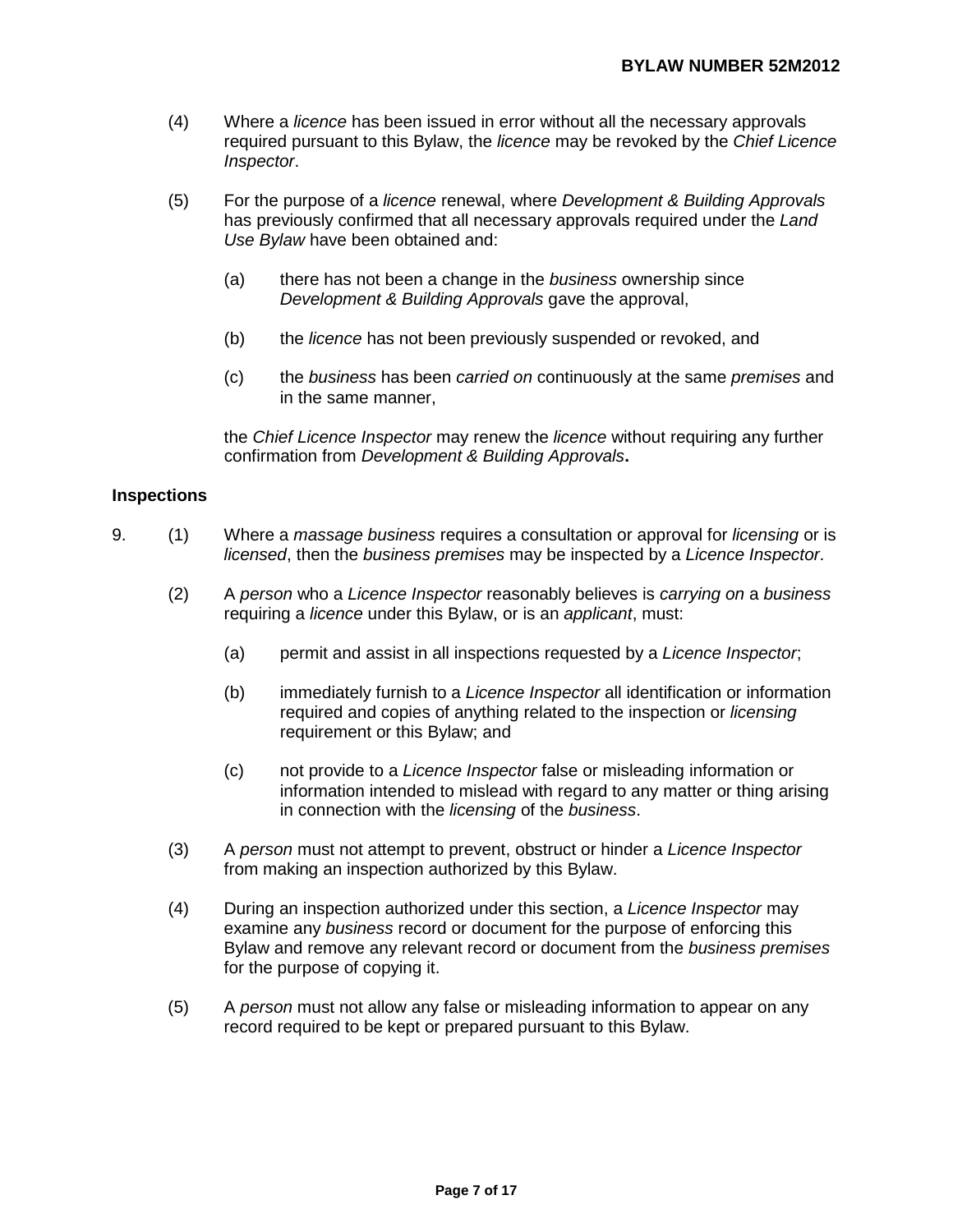(4) Where a *licence* has been issued in error without all the necessary approvals required pursuant to this Bylaw, the *licence* may be revoked by the *Chief Licence Inspector*.

(5) For the purpose of a *licence* renewal, where *Development & Building Approvals* has previously confirmed that all necessary approvals required under the *Land Use Bylaw* have been obtained and:

   (a) there has not been a change in the *business* ownership since *Development & Building Approvals* gave the approval,

   (b) the *licence* has not been previously suspended or revoked, and

   (c) the *business* has been *carried on* continuously at the same *premises* and in the same manner,

   the *Chief Licence Inspector* may renew the *licence* without requiring any further confirmation from *Development & Building Approvals*.

**Inspections**

9. (1) Where a *massage business* requires a consultation or approval for *licensing* or is *licensed*, then the *business premises* may be inspected by a *Licence Inspector*.

   (2) A *person* who a *Licence Inspector* reasonably believes is *carrying on* a *business* requiring a *licence* under this Bylaw, or is an *applicant*, must:

   (a) permit and assist in all inspections requested by a *Licence Inspector*;

   (b) immediately furnish to a *Licence Inspector* all identification or information required and copies of anything related to the inspection or *licensing* requirement or this Bylaw; and

   (c) not provide to a *Licence Inspector* false or misleading information or information intended to mislead with regard to any matter or thing arising in connection with the *licensing* of the *business*.

   (3) A *person* must not attempt to prevent, obstruct or hinder a *Licence Inspector* from making an inspection authorized by this Bylaw.

   (4) During an inspection authorized under this section, a *Licence Inspector* may examine any *business* record or document for the purpose of enforcing this Bylaw and remove any relevant record or document from the *business premises* for the purpose of copying it.

   (5) A *person* must not allow any false or misleading information to appear on any record required to be kept or prepared pursuant to this Bylaw.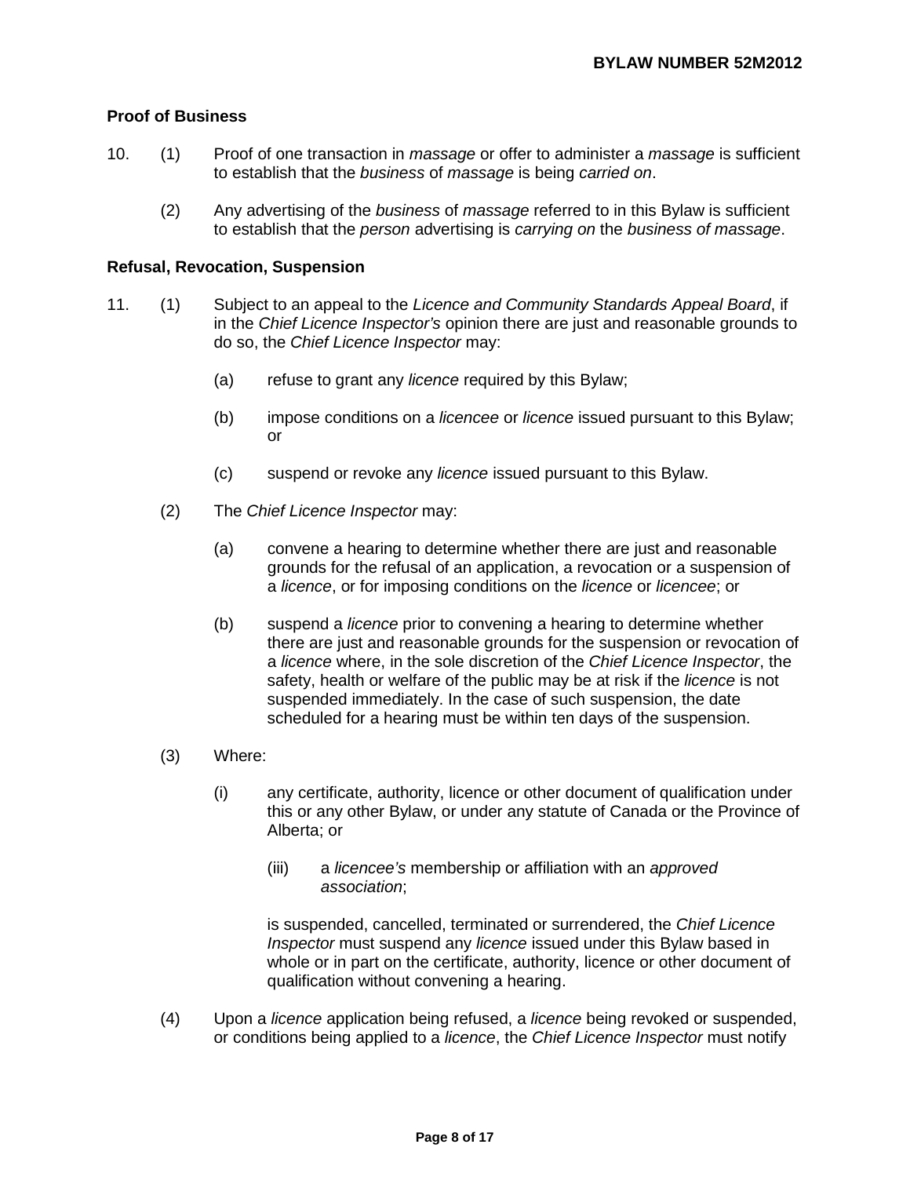### Proof of Business

10. (1) Proof of one transaction in *massage* or offer to administer a *massage* is sufficient to establish that the *business* of *massage* is being *carried on*.

    (2) Any advertising of the *business* of *massage* referred to in this Bylaw is sufficient to establish that the *person* advertising is *carrying on* the *business of massage*.

### Refusal, Revocation, Suspension

11. (1) Subject to an appeal to the *Licence and Community Standards Appeal Board*, if in the *Chief Licence Inspector's* opinion there are just and reasonable grounds to do so, the *Chief Licence Inspector* may:

    (a) refuse to grant any *licence* required by this Bylaw;

    (b) impose conditions on a *licencee* or *licence* issued pursuant to this Bylaw; or

    (c) suspend or revoke any *licence* issued pursuant to this Bylaw.

    (2) The *Chief Licence Inspector* may:

    (a) convene a hearing to determine whether there are just and reasonable grounds for the refusal of an application, a revocation or a suspension of a *licence*, or for imposing conditions on the *licence* or *licencee*; or

    (b) suspend a *licence* prior to convening a hearing to determine whether there are just and reasonable grounds for the suspension or revocation of a *licence* where, in the sole discretion of the *Chief Licence Inspector*, the safety, health or welfare of the public may be at risk if the *licence* is not suspended immediately. In the case of such suspension, the date scheduled for a hearing must be within ten days of the suspension.

    (3) Where:

    (i) any certificate, authority, licence or other document of qualification under this or any other Bylaw, or under any statute of Canada or the Province of Alberta; or

    (iii) a *licencee's* membership or affiliation with an *approved association*;

    is suspended, cancelled, terminated or surrendered, the *Chief Licence Inspector* must suspend any *licence* issued under this Bylaw based in whole or in part on the certificate, authority, licence or other document of qualification without convening a hearing.

    (4) Upon a *licence* application being refused, a *licence* being revoked or suspended, or conditions being applied to a *licence*, the *Chief Licence Inspector* must notify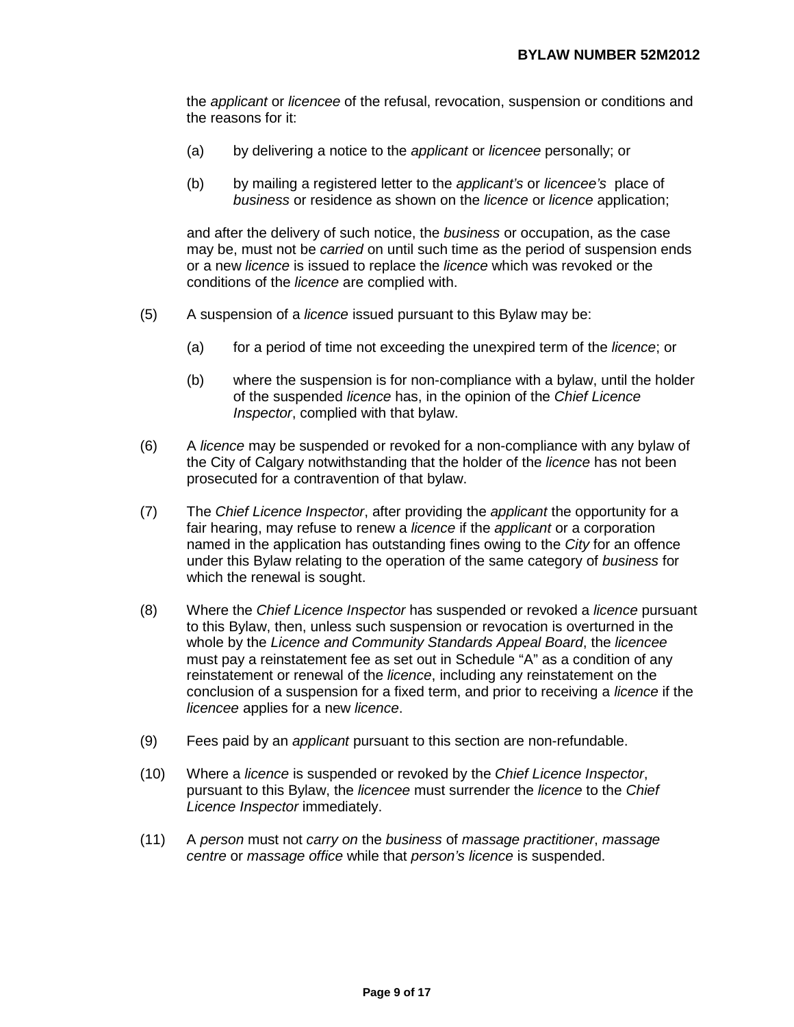the *applicant* or *licencee* of the refusal, revocation, suspension or conditions and the reasons for it:

(a) by delivering a notice to the *applicant* or *licencee* personally; or

(b) by mailing a registered letter to the *applicant's* or *licencee's* place of *business* or residence as shown on the *licence* or *licence* application;

and after the delivery of such notice, the *business* or occupation, as the case may be, must not be *carried* on until such time as the period of suspension ends or a new *licence* is issued to replace the *licence* which was revoked or the conditions of the *licence* are complied with.

(5) A suspension of a *licence* issued pursuant to this Bylaw may be:

(a) for a period of time not exceeding the unexpired term of the *licence*; or

(b) where the suspension is for non-compliance with a bylaw, until the holder of the suspended *licence* has, in the opinion of the *Chief Licence Inspector*, complied with that bylaw.

(6) A *licence* may be suspended or revoked for a non-compliance with any bylaw of the City of Calgary notwithstanding that the holder of the *licence* has not been prosecuted for a contravention of that bylaw.

(7) The *Chief Licence Inspector*, after providing the *applicant* the opportunity for a fair hearing, may refuse to renew a *licence* if the *applicant* or a corporation named in the application has outstanding fines owing to the *City* for an offence under this Bylaw relating to the operation of the same category of *business* for which the renewal is sought.

(8) Where the *Chief Licence Inspector* has suspended or revoked a *licence* pursuant to this Bylaw, then, unless such suspension or revocation is overturned in the whole by the *Licence and Community Standards Appeal Board*, the *licencee* must pay a reinstatement fee as set out in Schedule "A" as a condition of any reinstatement or renewal of the *licence*, including any reinstatement on the conclusion of a suspension for a fixed term, and prior to receiving a *licence* if the *licencee* applies for a new *licence*.

(9) Fees paid by an *applicant* pursuant to this section are non-refundable.

(10) Where a *licence* is suspended or revoked by the *Chief Licence Inspector*, pursuant to this Bylaw, the *licencee* must surrender the *licence* to the *Chief Licence Inspector* immediately.

(11) A *person* must not *carry on* the *business* of *massage practitioner*, *massage centre* or *massage office* while that *person's licence* is suspended.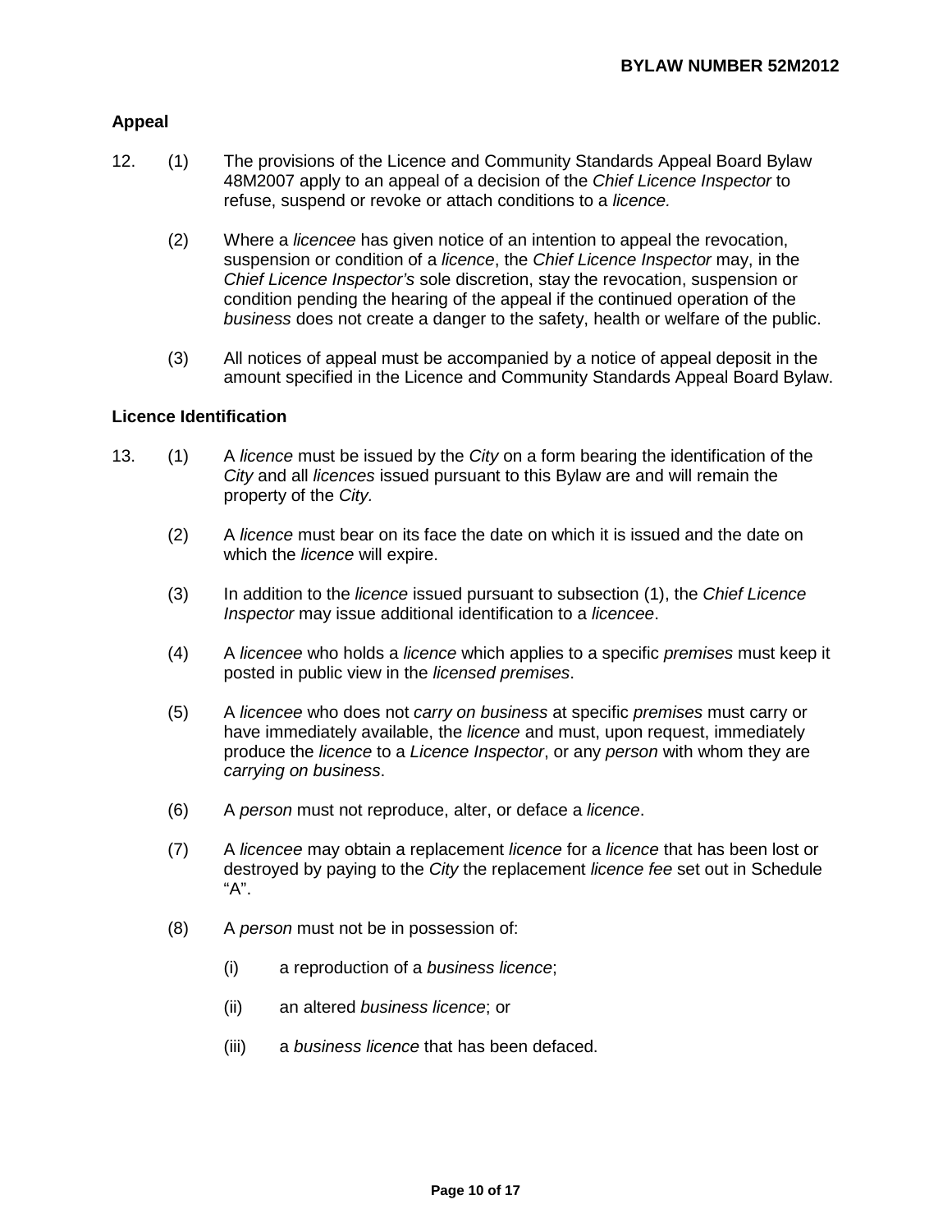### Appeal

12. (1) The provisions of the Licence and Community Standards Appeal Board Bylaw 48M2007 apply to an appeal of a decision of the *Chief Licence Inspector* to refuse, suspend or revoke or attach conditions to a *licence.*

    (2) Where a *licencee* has given notice of an intention to appeal the revocation, suspension or condition of a *licence*, the *Chief Licence Inspector* may, in the *Chief Licence Inspector's* sole discretion, stay the revocation, suspension or condition pending the hearing of the appeal if the continued operation of the *business* does not create a danger to the safety, health or welfare of the public.

    (3) All notices of appeal must be accompanied by a notice of appeal deposit in the amount specified in the Licence and Community Standards Appeal Board Bylaw.

### Licence Identification

13. (1) A *licence* must be issued by the *City* on a form bearing the identification of the *City* and all *licences* issued pursuant to this Bylaw are and will remain the property of the *City.*

    (2) A *licence* must bear on its face the date on which it is issued and the date on which the *licence* will expire.

    (3) In addition to the *licence* issued pursuant to subsection (1), the *Chief Licence Inspector* may issue additional identification to a *licencee*.

    (4) A *licencee* who holds a *licence* which applies to a specific *premises* must keep it posted in public view in the *licensed premises*.

    (5) A *licencee* who does not *carry on business* at specific *premises* must carry or have immediately available, the *licence* and must, upon request, immediately produce the *licence* to a *Licence Inspector*, or any *person* with whom they are *carrying on business*.

    (6) A *person* must not reproduce, alter, or deface a *licence*.

    (7) A *licencee* may obtain a replacement *licence* for a *licence* that has been lost or destroyed by paying to the *City* the replacement *licence fee* set out in Schedule "A".

    (8) A *person* must not be in possession of:

        (i) a reproduction of a *business licence*;

        (ii) an altered *business licence*; or

        (iii) a *business licence* that has been defaced.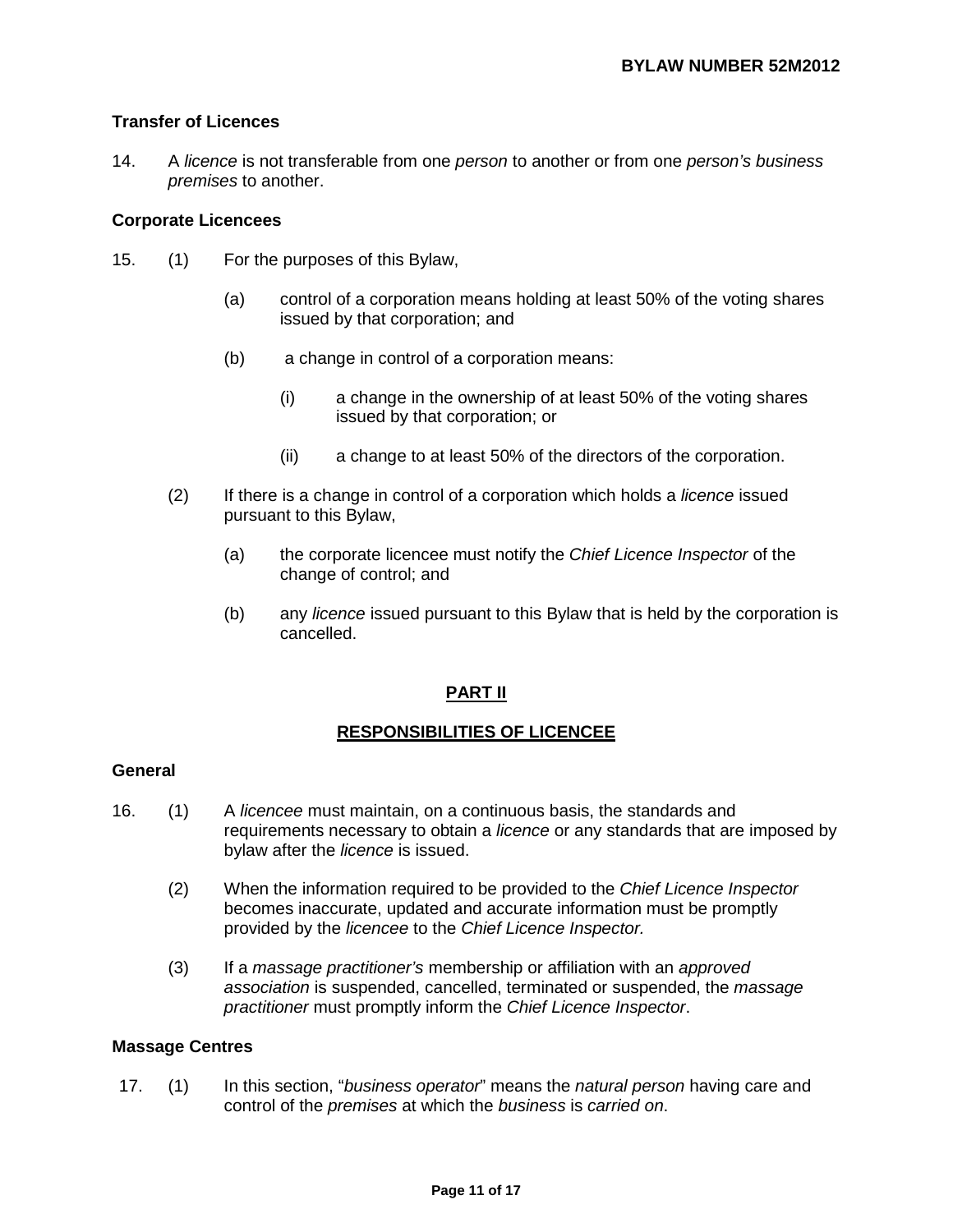### Transfer of Licences

14. A *licence* is not transferable from one *person* to another or from one *person's business premises* to another.

### Corporate Licencees

15. (1) For the purposes of this Bylaw,

    (a) control of a corporation means holding at least 50% of the voting shares issued by that corporation; and

    (b) a change in control of a corporation means:

    (i) a change in the ownership of at least 50% of the voting shares issued by that corporation; or

    (ii) a change to at least 50% of the directors of the corporation.

    (2) If there is a change in control of a corporation which holds a *licence* issued pursuant to this Bylaw,

    (a) the corporate licencee must notify the *Chief Licence Inspector* of the change of control; and

    (b) any *licence* issued pursuant to this Bylaw that is held by the corporation is cancelled.

## PART II

## RESPONSIBILITIES OF LICENCEE

### General

16. (1) A *licencee* must maintain, on a continuous basis, the standards and requirements necessary to obtain a *licence* or any standards that are imposed by bylaw after the *licence* is issued.

    (2) When the information required to be provided to the *Chief Licence Inspector* becomes inaccurate, updated and accurate information must be promptly provided by the *licencee* to the *Chief Licence Inspector.*

    (3) If a *massage practitioner's* membership or affiliation with an *approved association* is suspended, cancelled, terminated or suspended, the *massage practitioner* must promptly inform the *Chief Licence Inspector*.

### Massage Centres

17. (1) In this section, "*business operator*" means the *natural person* having care and control of the *premises* at which the *business* is *carried on*.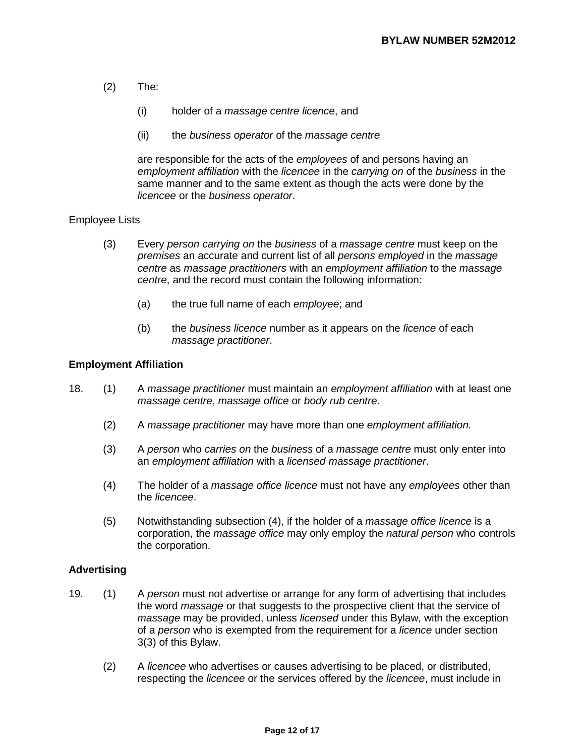(2) The:

  (i) holder of a *massage centre licence*, and

  (ii) the *business operator* of the *massage centre*

are responsible for the acts of the *employees* of and persons having an *employment affiliation* with the *licencee* in the *carrying on* of the *business* in the same manner and to the same extent as though the acts were done by the *licencee* or the *business operator*.

Employee Lists

(3) Every *person carrying on* the *business* of a *massage centre* must keep on the *premises* an accurate and current list of all *persons employed* in the *massage centre* as *massage practitioners* with an *employment affiliation* to the *massage centre*, and the record must contain the following information:

  (a) the true full name of each *employee*; and

  (b) the *business licence* number as it appears on the *licence* of each *massage practitioner*.

**Employment Affiliation**

18. (1) A *massage practitioner* must maintain an *employment affiliation* with at least one *massage centre*, *massage office* or *body rub centre*.

  (2) A *massage practitioner* may have more than one *employment affiliation*.

  (3) A *person* who *carries on* the *business* of a *massage centre* must only enter into an *employment affiliation* with a *licensed massage practitioner*.

  (4) The holder of a *massage office licence* must not have any *employees* other than the *licencee*.

  (5) Notwithstanding subsection (4), if the holder of a *massage office licence* is a corporation, the *massage office* may only employ the *natural person* who controls the corporation.

**Advertising**

19. (1) A *person* must not advertise or arrange for any form of advertising that includes the word *massage* or that suggests to the prospective client that the service of *massage* may be provided, unless *licensed* under this Bylaw, with the exception of a *person* who is exempted from the requirement for a *licence* under section 3(3) of this Bylaw.

  (2) A *licencee* who advertises or causes advertising to be placed, or distributed, respecting the *licencee* or the services offered by the *licencee*, must include in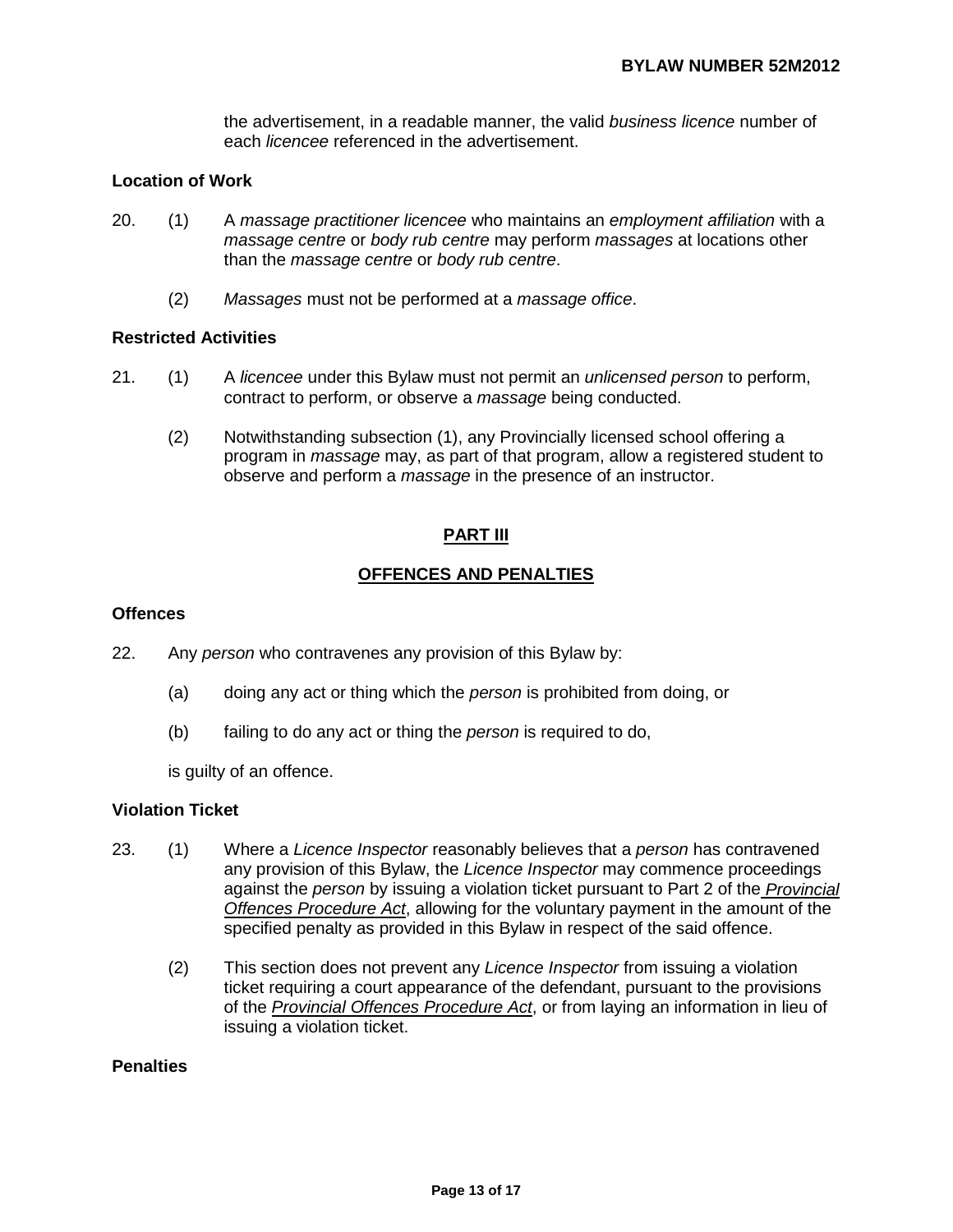the advertisement, in a readable manner, the valid *business licence* number of each *licencee* referenced in the advertisement.

**Location of Work**

20. (1) A *massage practitioner licencee* who maintains an *employment affiliation* with a *massage centre* or *body rub centre* may perform *massages* at locations other than the *massage centre* or *body rub centre*.

    (2) *Massages* must not be performed at a *massage office*.

**Restricted Activities**

21. (1) A *licencee* under this Bylaw must not permit an *unlicensed person* to perform, contract to perform, or observe a *massage* being conducted.

    (2) Notwithstanding subsection (1), any Provincially licensed school offering a program in *massage* may, as part of that program, allow a registered student to observe and perform a *massage* in the presence of an instructor.

## PART III

## OFFENCES AND PENALTIES

**Offences**

22. Any *person* who contravenes any provision of this Bylaw by:

    (a) doing any act or thing which the *person* is prohibited from doing, or

    (b) failing to do any act or thing the *person* is required to do,

    is guilty of an offence.

**Violation Ticket**

23. (1) Where a *Licence Inspector* reasonably believes that a *person* has contravened any provision of this Bylaw, the *Licence Inspector* may commence proceedings against the *person* by issuing a violation ticket pursuant to Part 2 of the *Provincial Offences Procedure Act*, allowing for the voluntary payment in the amount of the specified penalty as provided in this Bylaw in respect of the said offence.

    (2) This section does not prevent any *Licence Inspector* from issuing a violation ticket requiring a court appearance of the defendant, pursuant to the provisions of the *Provincial Offences Procedure Act*, or from laying an information in lieu of issuing a violation ticket.

**Penalties**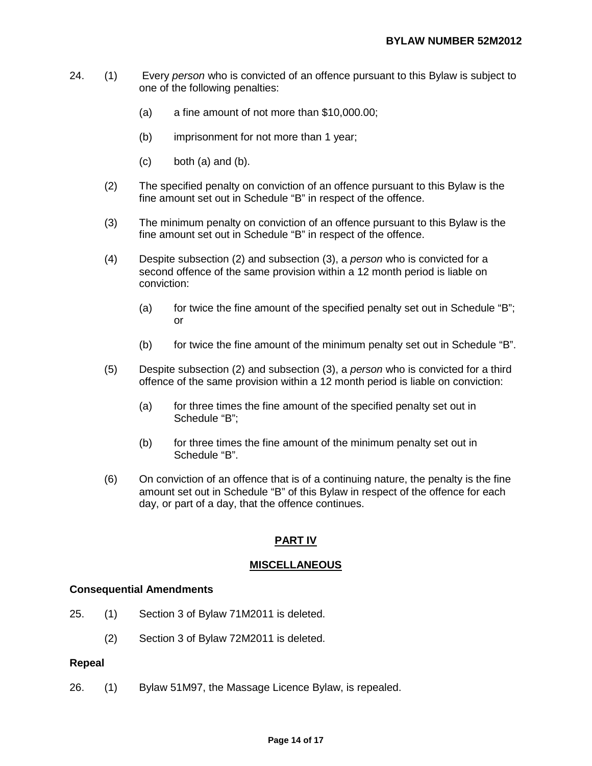24. (1) Every *person* who is convicted of an offence pursuant to this Bylaw is subject to one of the following penalties:

    (a) a fine amount of not more than $10,000.00;

    (b) imprisonment for not more than 1 year;

    (c) both (a) and (b).

    (2) The specified penalty on conviction of an offence pursuant to this Bylaw is the fine amount set out in Schedule "B" in respect of the offence.

    (3) The minimum penalty on conviction of an offence pursuant to this Bylaw is the fine amount set out in Schedule "B" in respect of the offence.

    (4) Despite subsection (2) and subsection (3), a *person* who is convicted for a second offence of the same provision within a 12 month period is liable on conviction:

    (a) for twice the fine amount of the specified penalty set out in Schedule "B"; or

    (b) for twice the fine amount of the minimum penalty set out in Schedule "B".

    (5) Despite subsection (2) and subsection (3), a *person* who is convicted for a third offence of the same provision within a 12 month period is liable on conviction:

    (a) for three times the fine amount of the specified penalty set out in Schedule "B";

    (b) for three times the fine amount of the minimum penalty set out in Schedule "B".

    (6) On conviction of an offence that is of a continuing nature, the penalty is the fine amount set out in Schedule "B" of this Bylaw in respect of the offence for each day, or part of a day, that the offence continues.

## PART IV

## MISCELLANEOUS

**Consequential Amendments**

25. (1) Section 3 of Bylaw 71M2011 is deleted.

    (2) Section 3 of Bylaw 72M2011 is deleted.

**Repeal**

26. (1) Bylaw 51M97, the Massage Licence Bylaw, is repealed.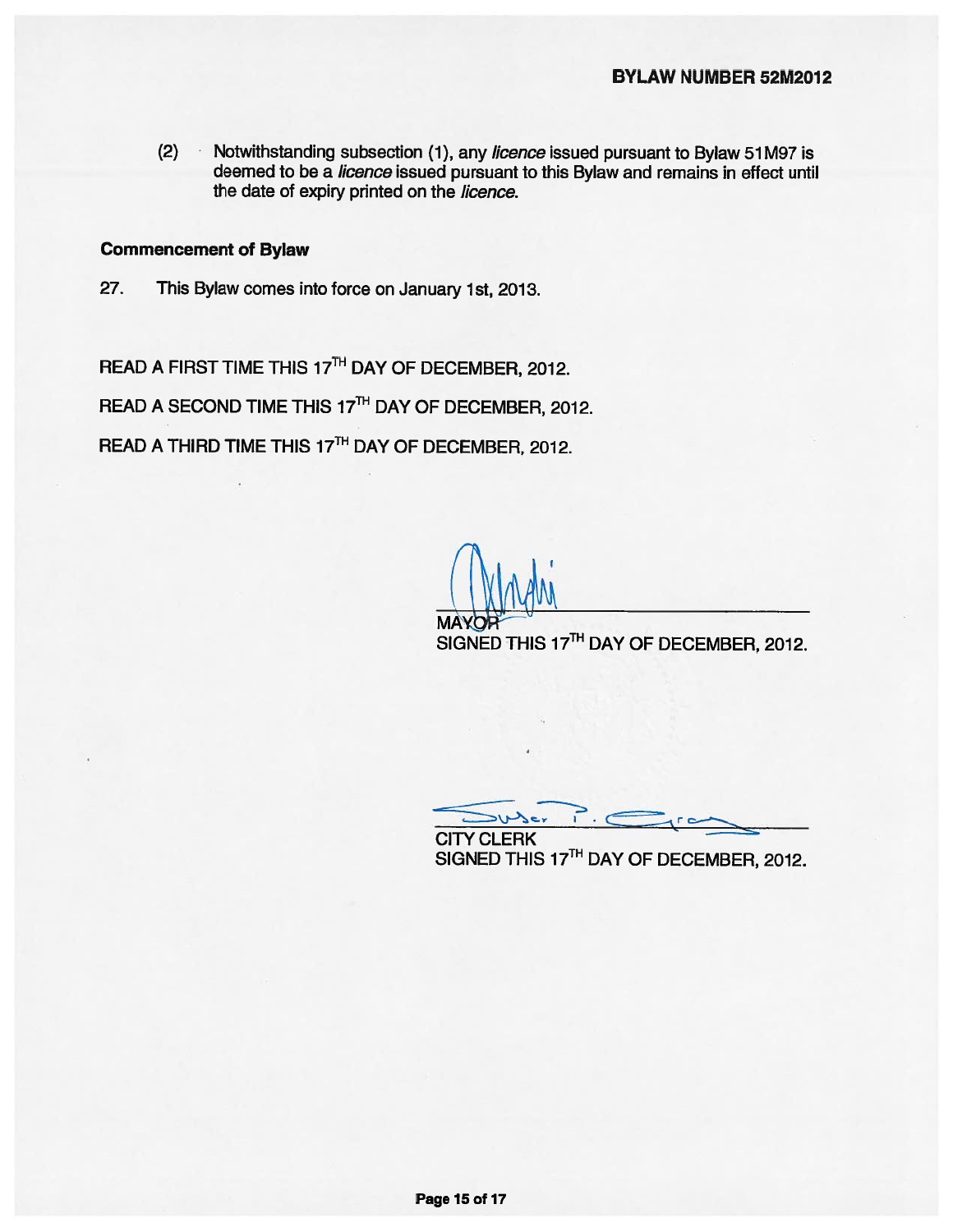(2) Notwithstanding subsection (1), any *licence* issued pursuant to Bylaw 51M97 is deemed to be a *licence* issued pursuant to this Bylaw and remains in effect until the date of expiry printed on the *licence*.

**Commencement of Bylaw**

27. This Bylaw comes into force on January 1st, 2013.

READ A FIRST TIME THIS 17TH DAY OF DECEMBER, 2012.

READ A SECOND TIME THIS 17TH DAY OF DECEMBER, 2012.

READ A THIRD TIME THIS 17TH DAY OF DECEMBER, 2012.

MAYOR
SIGNED THIS 17TH DAY OF DECEMBER, 2012.

CITY CLERK
SIGNED THIS 17TH DAY OF DECEMBER, 2012.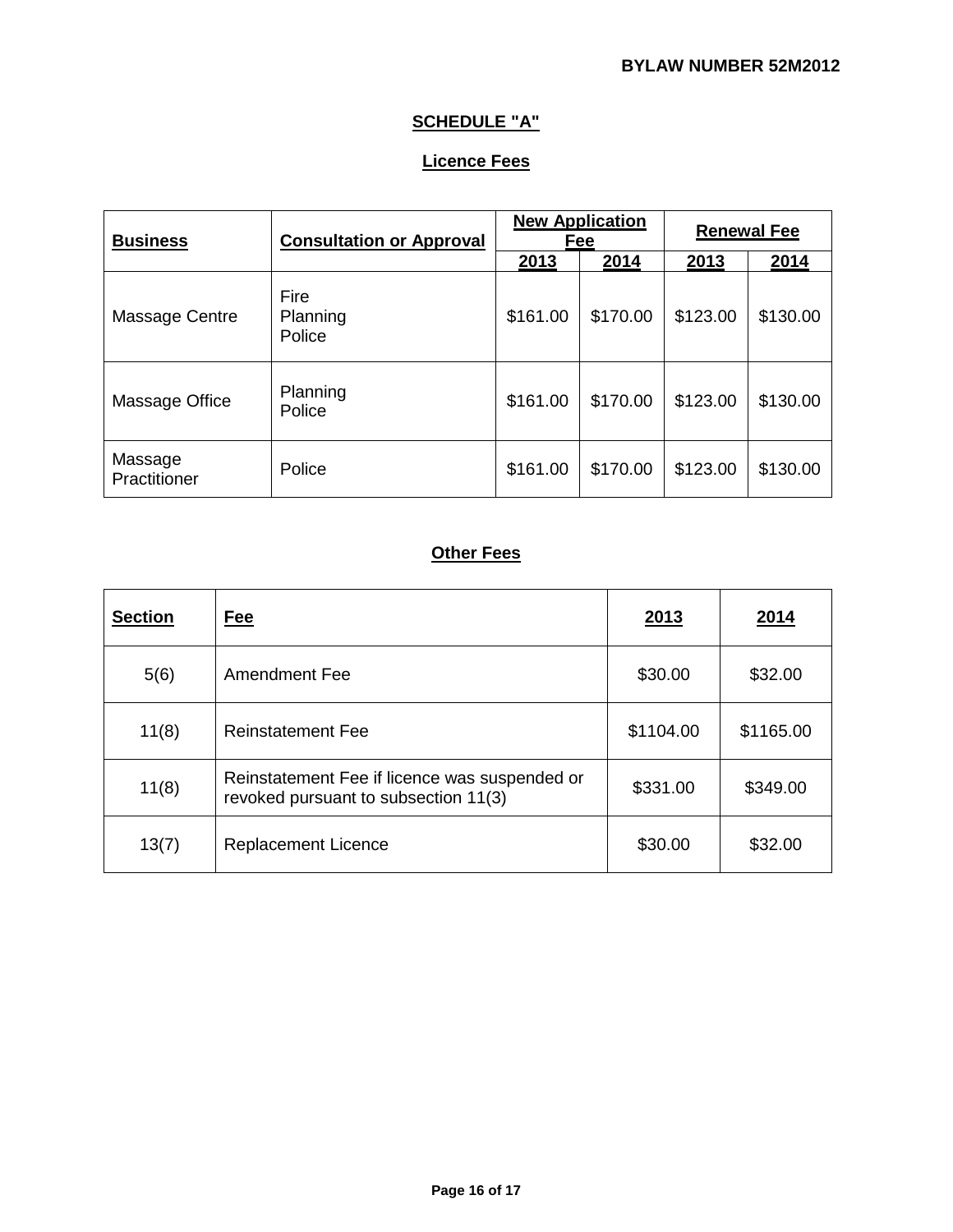## SCHEDULE "A"

### Licence Fees

| Business | Consultation or Approval | New Application Fee | | Renewal Fee | |
|---|---|---|---|---|---|
| | | 2013 | 2014 | 2013 | 2014 |
| Massage Centre | Fire<br>Planning<br>Police | $161.00 | $170.00 | $123.00 | $130.00 |
| Massage Office | Planning<br>Police | $161.00 | $170.00 | $123.00 | $130.00 |
| Massage Practitioner | Police | $161.00 | $170.00 | $123.00 | $130.00 |

### Other Fees

| Section | Fee | 2013 | 2014 |
|---|---|---|---|
| 5(6) | Amendment Fee | $30.00 | $32.00 |
| 11(8) | Reinstatement Fee | $1104.00 | $1165.00 |
| 11(8) | Reinstatement Fee if licence was suspended or revoked pursuant to subsection 11(3) | $331.00 | $349.00 |
| 13(7) | Replacement Licence | $30.00 | $32.00 |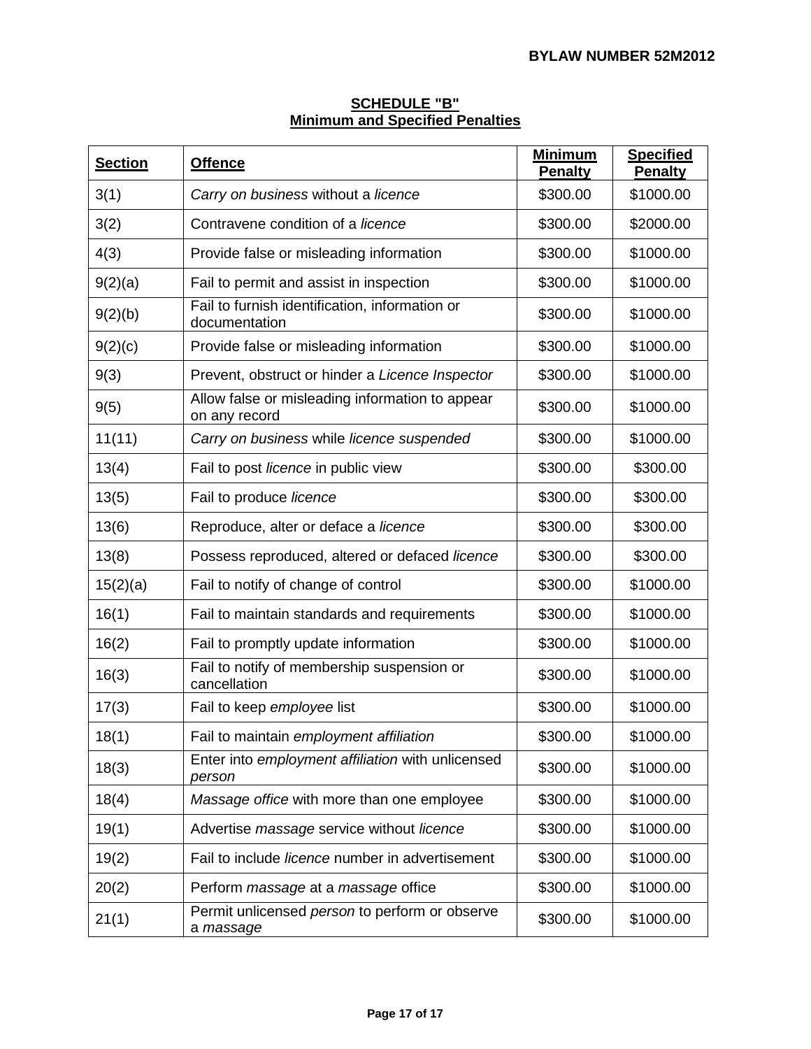## SCHEDULE "B"
## Minimum and Specified Penalties

| Section | Offence | Minimum Penalty | Specified Penalty |
| --- | --- | --- | --- |
| 3(1) | *Carry on business* without a *licence* | $300.00 | $1000.00 |
| 3(2) | Contravene condition of a *licence* | $300.00 | $2000.00 |
| 4(3) | Provide false or misleading information | $300.00 | $1000.00 |
| 9(2)(a) | Fail to permit and assist in inspection | $300.00 | $1000.00 |
| 9(2)(b) | Fail to furnish identification, information or documentation | $300.00 | $1000.00 |
| 9(2)(c) | Provide false or misleading information | $300.00 | $1000.00 |
| 9(3) | Prevent, obstruct or hinder a *Licence Inspector* | $300.00 | $1000.00 |
| 9(5) | Allow false or misleading information to appear on any record | $300.00 | $1000.00 |
| 11(11) | *Carry on business* while *licence suspended* | $300.00 | $1000.00 |
| 13(4) | Fail to post *licence* in public view | $300.00 | $300.00 |
| 13(5) | Fail to produce *licence* | $300.00 | $300.00 |
| 13(6) | Reproduce, alter or deface a *licence* | $300.00 | $300.00 |
| 13(8) | Possess reproduced, altered or defaced *licence* | $300.00 | $300.00 |
| 15(2)(a) | Fail to notify of change of control | $300.00 | $1000.00 |
| 16(1) | Fail to maintain standards and requirements | $300.00 | $1000.00 |
| 16(2) | Fail to promptly update information | $300.00 | $1000.00 |
| 16(3) | Fail to notify of membership suspension or cancellation | $300.00 | $1000.00 |
| 17(3) | Fail to keep *employee* list | $300.00 | $1000.00 |
| 18(1) | Fail to maintain *employment affiliation* | $300.00 | $1000.00 |
| 18(3) | Enter into *employment affiliation* with unlicensed *person* | $300.00 | $1000.00 |
| 18(4) | *Massage office* with more than one employee | $300.00 | $1000.00 |
| 19(1) | Advertise *massage* service without *licence* | $300.00 | $1000.00 |
| 19(2) | Fail to include *licence* number in advertisement | $300.00 | $1000.00 |
| 20(2) | Perform *massage* at a *massage* office | $300.00 | $1000.00 |
| 21(1) | Permit unlicensed *person* to perform or observe a *massage* | $300.00 | $1000.00 |